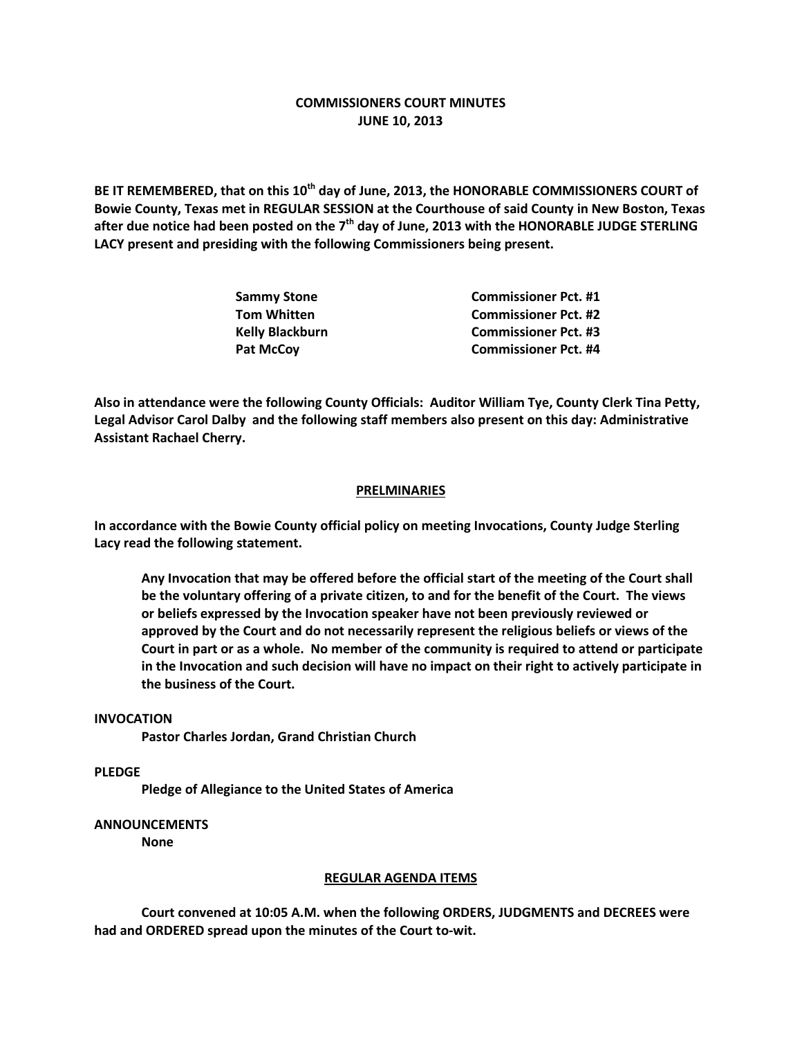# COMMISSIONERS COURT MINUTES
# JUNE 10, 2013

**BE IT REMEMBERED, that on this 10th day of June, 2013, the HONORABLE COMMISSIONERS COURT of Bowie County, Texas met in REGULAR SESSION at the Courthouse of said County in New Boston, Texas after due notice had been posted on the 7th day of June, 2013 with the HONORABLE JUDGE STERLING LACY present and presiding with the following Commissioners being present.**

| | |
|---|---|
| **Sammy Stone** | **Commissioner Pct. #1** |
| **Tom Whitten** | **Commissioner Pct. #2** |
| **Kelly Blackburn** | **Commissioner Pct. #3** |
| **Pat McCoy** | **Commissioner Pct. #4** |

**Also in attendance were the following County Officials: Auditor William Tye, County Clerk Tina Petty, Legal Advisor Carol Dalby and the following staff members also present on this day: Administrative Assistant Rachael Cherry.**

## PRELMINARIES

**In accordance with the Bowie County official policy on meeting Invocations, County Judge Sterling Lacy read the following statement.**

> **Any Invocation that may be offered before the official start of the meeting of the Court shall be the voluntary offering of a private citizen, to and for the benefit of the Court. The views or beliefs expressed by the Invocation speaker have not been previously reviewed or approved by the Court and do not necessarily represent the religious beliefs or views of the Court in part or as a whole. No member of the community is required to attend or participate in the Invocation and such decision will have no impact on their right to actively participate in the business of the Court.**

**INVOCATION**

**Pastor Charles Jordan, Grand Christian Church**

**PLEDGE**

**Pledge of Allegiance to the United States of America**

**ANNOUNCEMENTS**

**None**

## REGULAR AGENDA ITEMS

**Court convened at 10:05 A.M. when the following ORDERS, JUDGMENTS and DECREES were had and ORDERED spread upon the minutes of the Court to-wit.**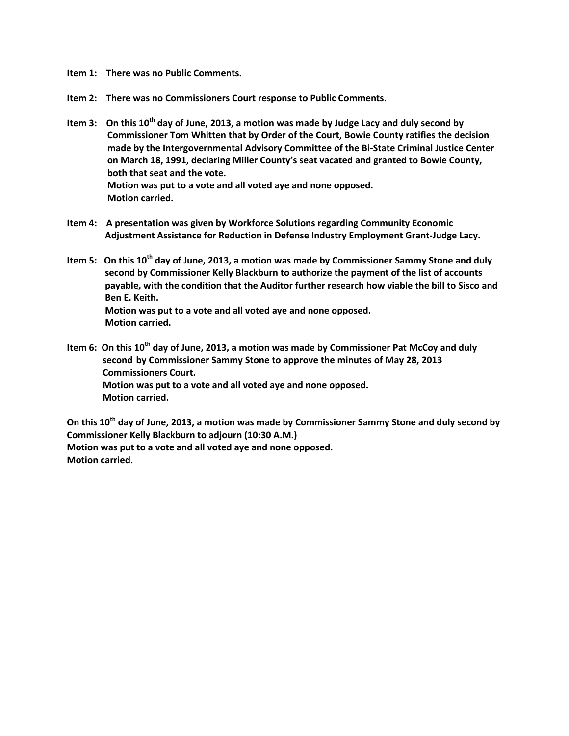**Item 1: There was no Public Comments.**

**Item 2: There was no Commissioners Court response to Public Comments.**

**Item 3: On this 10th day of June, 2013, a motion was made by Judge Lacy and duly second by Commissioner Tom Whitten that by Order of the Court, Bowie County ratifies the decision made by the Intergovernmental Advisory Committee of the Bi-State Criminal Justice Center on March 18, 1991, declaring Miller County's seat vacated and granted to Bowie County, both that seat and the vote.**
**Motion was put to a vote and all voted aye and none opposed.**
**Motion carried.**

**Item 4: A presentation was given by Workforce Solutions regarding Community Economic Adjustment Assistance for Reduction in Defense Industry Employment Grant-Judge Lacy.**

**Item 5: On this 10th day of June, 2013, a motion was made by Commissioner Sammy Stone and duly second by Commissioner Kelly Blackburn to authorize the payment of the list of accounts payable, with the condition that the Auditor further research how viable the bill to Sisco and Ben E. Keith.**
**Motion was put to a vote and all voted aye and none opposed.**
**Motion carried.**

**Item 6: On this 10th day of June, 2013, a motion was made by Commissioner Pat McCoy and duly second by Commissioner Sammy Stone to approve the minutes of May 28, 2013 Commissioners Court.**
**Motion was put to a vote and all voted aye and none opposed.**
**Motion carried.**

**On this 10th day of June, 2013, a motion was made by Commissioner Sammy Stone and duly second by Commissioner Kelly Blackburn to adjourn (10:30 A.M.)**
**Motion was put to a vote and all voted aye and none opposed.**
**Motion carried.**